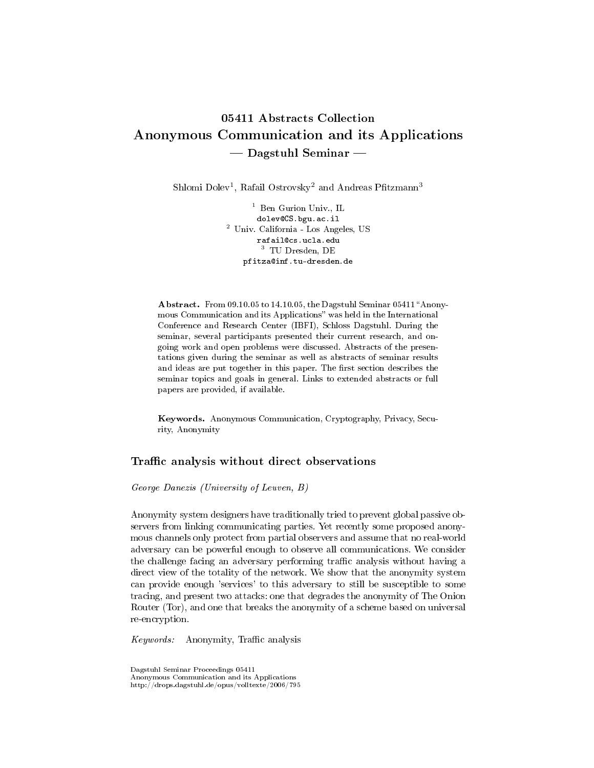# 05411 Abstracts Collection
# Anonymous Communication and its Applications
## — Dagstuhl Seminar —

Shlomi Dolev[1], Rafail Ostrovsky[2] and Andreas Pfitzmann[3]

[1] Ben Gurion Univ., IL
dolev@CS.bgu.ac.il
[2] Univ. California - Los Angeles, US
rafail@cs.ucla.edu
[3] TU Dresden, DE
pfitza@inf.tu-dresden.de

**Abstract.** From 09.10.05 to 14.10.05, the Dagstuhl Seminar 05411 "Anonymous Communication and its Applications" was held in the International Conference and Research Center (IBFI), Schloss Dagstuhl. During the seminar, several participants presented their current research, and ongoing work and open problems were discussed. Abstracts of the presentations given during the seminar as well as abstracts of seminar results and ideas are put together in this paper. The first section describes the seminar topics and goals in general. Links to extended abstracts or full papers are provided, if available.

**Keywords.** Anonymous Communication, Cryptography, Privacy, Security, Anonymity

## Traffic analysis without direct observations

*George Danezis (University of Leuven, B)*

Anonymity system designers have traditionally tried to prevent global passive observers from linking communicating parties. Yet recently some proposed anonymous channels only protect from partial observers and assume that no real-world adversary can be powerful enough to observe all communications. We consider the challenge facing an adversary performing traffic analysis without having a direct view of the totality of the network. We show that the anonymity system can provide enough 'services' to this adversary to still be susceptible to some tracing, and present two attacks: one that degrades the anonymity of The Onion Router (Tor), and one that breaks the anonymity of a scheme based on universal re-encryption.

*Keywords:* Anonymity, Traffic analysis

Dagstuhl Seminar Proceedings 05411
Anonymous Communication and its Applications
http://drops.dagstuhl.de/opus/volltexte/2006/795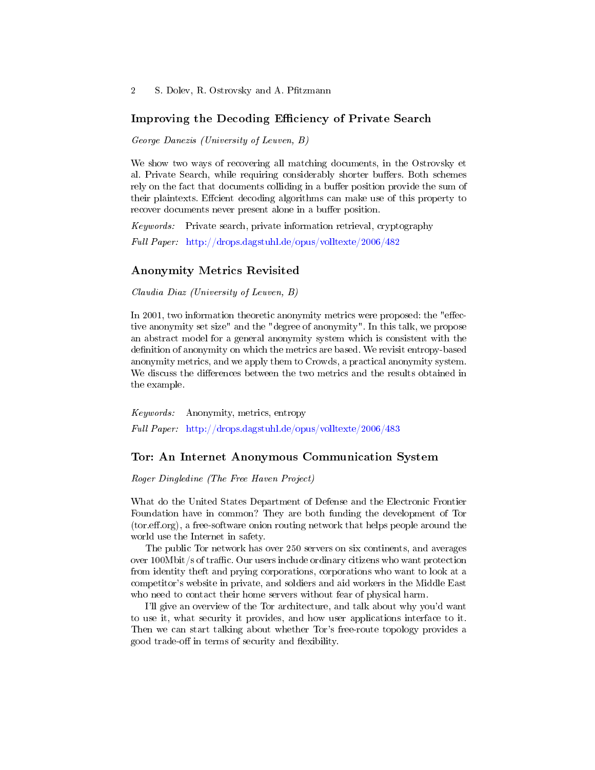## Improving the Decoding Efficiency of Private Search

*George Danezis (University of Leuven, B)*

We show two ways of recovering all matching documents, in the Ostrovsky et al. Private Search, while requiring considerably shorter buffers. Both schemes rely on the fact that documents colliding in a buffer position provide the sum of their plaintexts. Effcient decoding algorithms can make use of this property to recover documents never present alone in a buffer position.

*Keywords:* Private search, private information retrieval, cryptography

*Full Paper:* http://drops.dagstuhl.de/opus/volltexte/2006/482

## Anonymity Metrics Revisited

*Claudia Diaz (University of Leuven, B)*

In 2001, two information theoretic anonymity metrics were proposed: the "effective anonymity set size" and the "degree of anonymity". In this talk, we propose an abstract model for a general anonymity system which is consistent with the definition of anonymity on which the metrics are based. We revisit entropy-based anonymity metrics, and we apply them to Crowds, a practical anonymity system. We discuss the differences between the two metrics and the results obtained in the example.

*Keywords:* Anonymity, metrics, entropy

*Full Paper:* http://drops.dagstuhl.de/opus/volltexte/2006/483

## Tor: An Internet Anonymous Communication System

*Roger Dingledine (The Free Haven Project)*

What do the United States Department of Defense and the Electronic Frontier Foundation have in common? They are both funding the development of Tor (tor.eff.org), a free-software onion routing network that helps people around the world use the Internet in safety.

The public Tor network has over 250 servers on six continents, and averages over 100Mbit/s of traffic. Our users include ordinary citizens who want protection from identity theft and prying corporations, corporations who want to look at a competitor's website in private, and soldiers and aid workers in the Middle East who need to contact their home servers without fear of physical harm.

I'll give an overview of the Tor architecture, and talk about why you'd want to use it, what security it provides, and how user applications interface to it. Then we can start talking about whether Tor's free-route topology provides a good trade-off in terms of security and flexibility.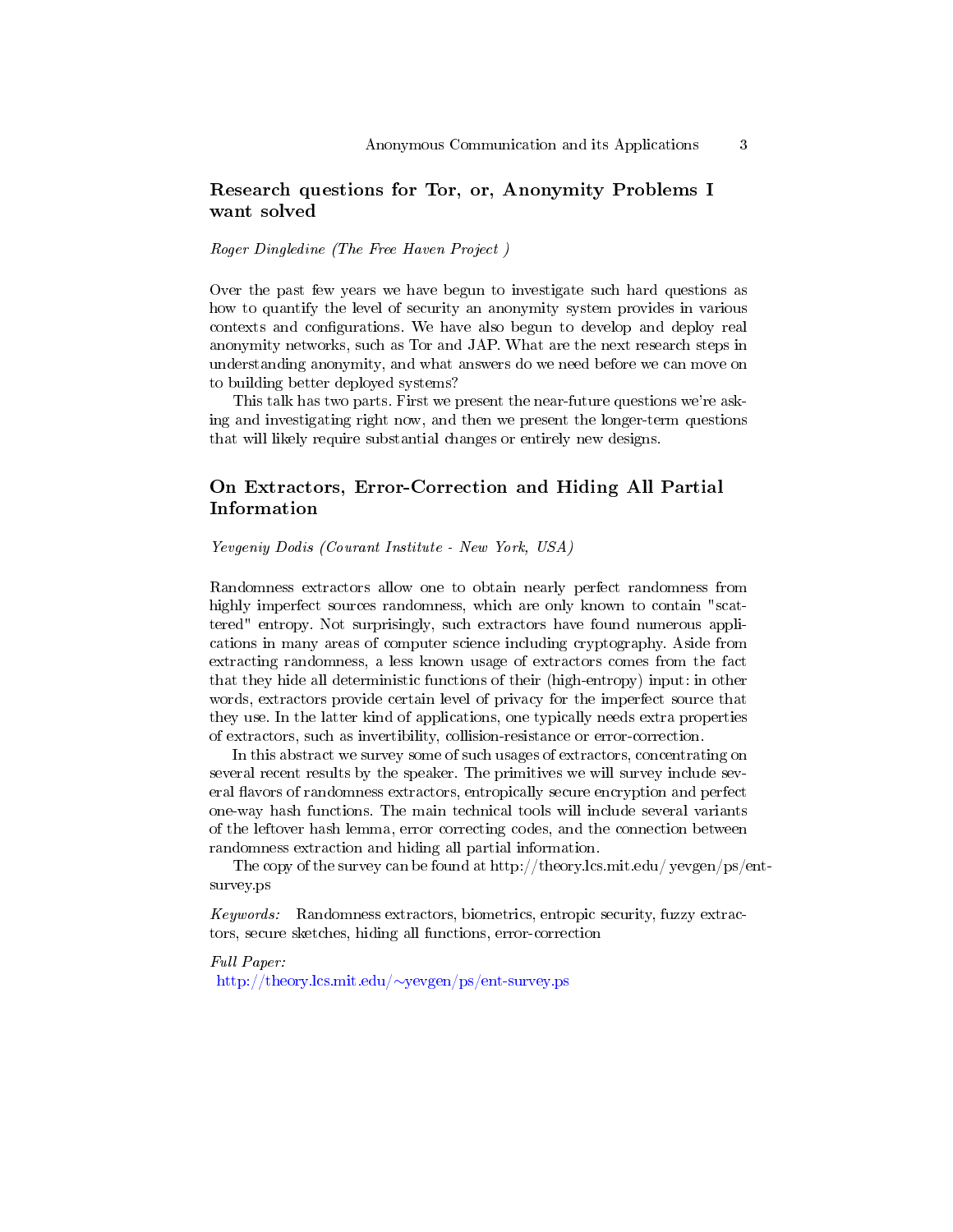## Research questions for Tor, or, Anonymity Problems I want solved

*Roger Dingledine (The Free Haven Project )*

Over the past few years we have begun to investigate such hard questions as how to quantify the level of security an anonymity system provides in various contexts and configurations. We have also begun to develop and deploy real anonymity networks, such as Tor and JAP. What are the next research steps in understanding anonymity, and what answers do we need before we can move on to building better deployed systems?

This talk has two parts. First we present the near-future questions we're asking and investigating right now, and then we present the longer-term questions that will likely require substantial changes or entirely new designs.

## On Extractors, Error-Correction and Hiding All Partial Information

*Yevgeniy Dodis (Courant Institute - New York, USA)*

Randomness extractors allow one to obtain nearly perfect randomness from highly imperfect sources randomness, which are only known to contain "scattered" entropy. Not surprisingly, such extractors have found numerous applications in many areas of computer science including cryptography. Aside from extracting randomness, a less known usage of extractors comes from the fact that they hide all deterministic functions of their (high-entropy) input: in other words, extractors provide certain level of privacy for the imperfect source that they use. In the latter kind of applications, one typically needs extra properties of extractors, such as invertibility, collision-resistance or error-correction.

In this abstract we survey some of such usages of extractors, concentrating on several recent results by the speaker. The primitives we will survey include several flavors of randomness extractors, entropically secure encryption and perfect one-way hash functions. The main technical tools will include several variants of the leftover hash lemma, error correcting codes, and the connection between randomness extraction and hiding all partial information.

The copy of the survey can be found at http://theory.lcs.mit.edu/ yevgen/ps/ent-survey.ps

*Keywords:* Randomness extractors, biometrics, entropic security, fuzzy extractors, secure sketches, hiding all functions, error-correction

*Full Paper:*
http://theory.lcs.mit.edu/~yevgen/ps/ent-survey.ps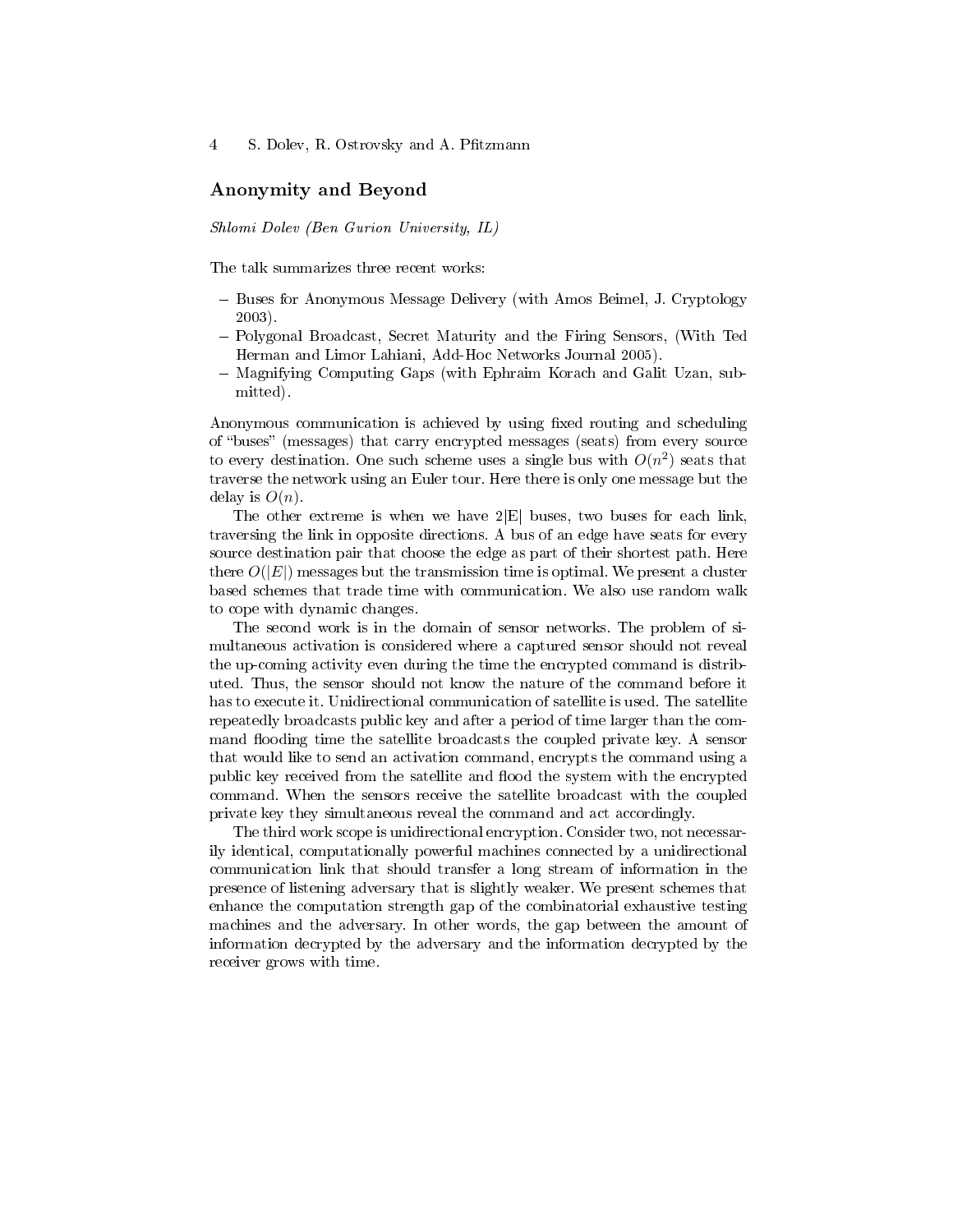## Anonymity and Beyond

*Shlomi Dolev (Ben Gurion University, IL)*

The talk summarizes three recent works:

- Buses for Anonymous Message Delivery (with Amos Beimel, J. Cryptology 2003).
- Polygonal Broadcast, Secret Maturity and the Firing Sensors, (With Ted Herman and Limor Lahiani, Add-Hoc Networks Journal 2005).
- Magnifying Computing Gaps (with Ephraim Korach and Galit Uzan, submitted).

Anonymous communication is achieved by using fixed routing and scheduling of "buses" (messages) that carry encrypted messages (seats) from every source to every destination. One such scheme uses a single bus with $O(n^2)$ seats that traverse the network using an Euler tour. Here there is only one message but the delay is $O(n)$.

The other extreme is when we have 2|E| buses, two buses for each link, traversing the link in opposite directions. A bus of an edge have seats for every source destination pair that choose the edge as part of their shortest path. Here there $O(|E|)$ messages but the transmission time is optimal. We present a cluster based schemes that trade time with communication. We also use random walk to cope with dynamic changes.

The second work is in the domain of sensor networks. The problem of simultaneous activation is considered where a captured sensor should not reveal the up-coming activity even during the time the encrypted command is distributed. Thus, the sensor should not know the nature of the command before it has to execute it. Unidirectional communication of satellite is used. The satellite repeatedly broadcasts public key and after a period of time larger than the command flooding time the satellite broadcasts the coupled private key. A sensor that would like to send an activation command, encrypts the command using a public key received from the satellite and flood the system with the encrypted command. When the sensors receive the satellite broadcast with the coupled private key they simultaneous reveal the command and act accordingly.

The third work scope is unidirectional encryption. Consider two, not necessarily identical, computationally powerful machines connected by a unidirectional communication link that should transfer a long stream of information in the presence of listening adversary that is slightly weaker. We present schemes that enhance the computation strength gap of the combinatorial exhaustive testing machines and the adversary. In other words, the gap between the amount of information decrypted by the adversary and the information decrypted by the receiver grows with time.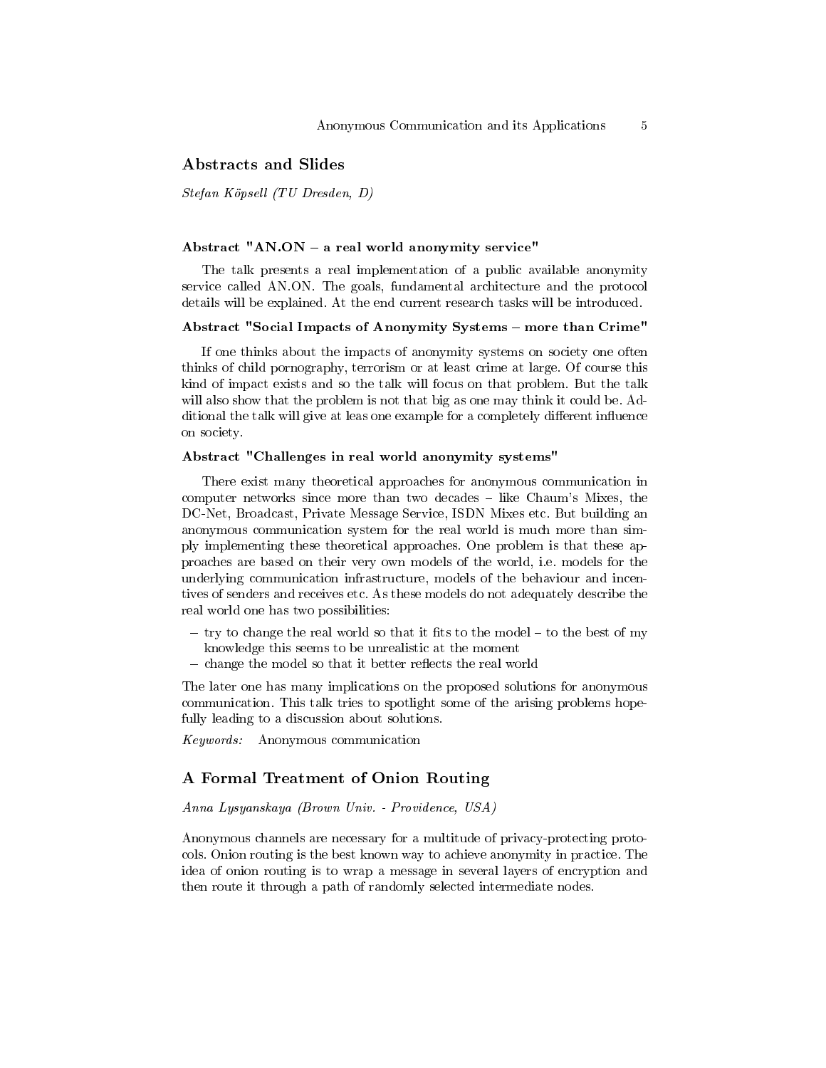## Abstracts and Slides

*Stefan Köpsell (TU Dresden, D)*

#### Abstract "AN.ON – a real world anonymity service"

The talk presents a real implementation of a public available anonymity service called AN.ON. The goals, fundamental architecture and the protocol details will be explained. At the end current research tasks will be introduced.

#### Abstract "Social Impacts of Anonymity Systems – more than Crime"

If one thinks about the impacts of anonymity systems on society one often thinks of child pornography, terrorism or at least crime at large. Of course this kind of impact exists and so the talk will focus on that problem. But the talk will also show that the problem is not that big as one may think it could be. Additional the talk will give at leas one example for a completely different influence on society.

#### Abstract "Challenges in real world anonymity systems"

There exist many theoretical approaches for anonymous communication in computer networks since more than two decades – like Chaum's Mixes, the DC-Net, Broadcast, Private Message Service, ISDN Mixes etc. But building an anonymous communication system for the real world is much more than simply implementing these theoretical approaches. One problem is that these approaches are based on their very own models of the world, i.e. models for the underlying communication infrastructure, models of the behaviour and incentives of senders and receives etc. As these models do not adequately describe the real world one has two possibilities:

- try to change the real world so that it fits to the model – to the best of my knowledge this seems to be unrealistic at the moment
- change the model so that it better reflects the real world

The later one has many implications on the proposed solutions for anonymous communication. This talk tries to spotlight some of the arising problems hopefully leading to a discussion about solutions.

*Keywords:* Anonymous communication

## A Formal Treatment of Onion Routing

*Anna Lysyanskaya (Brown Univ. - Providence, USA)*

Anonymous channels are necessary for a multitude of privacy-protecting protocols. Onion routing is the best known way to achieve anonymity in practice. The idea of onion routing is to wrap a message in several layers of encryption and then route it through a path of randomly selected intermediate nodes.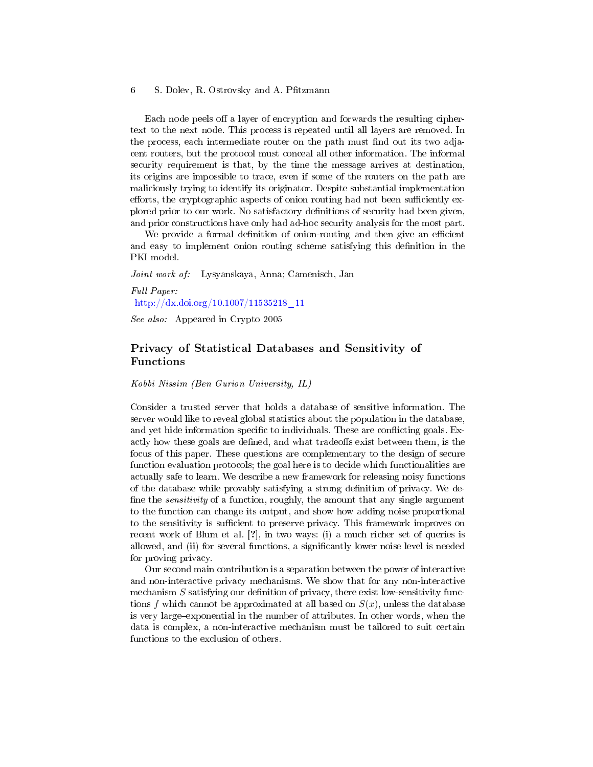Each node peels off a layer of encryption and forwards the resulting ciphertext to the next node. This process is repeated until all layers are removed. In the process, each intermediate router on the path must find out its two adjacent routers, but the protocol must conceal all other information. The informal security requirement is that, by the time the message arrives at destination, its origins are impossible to trace, even if some of the routers on the path are maliciously trying to identify its originator. Despite substantial implementation efforts, the cryptographic aspects of onion routing had not been sufficiently explored prior to our work. No satisfactory definitions of security had been given, and prior constructions have only had ad-hoc security analysis for the most part.

We provide a formal definition of onion-routing and then give an efficient and easy to implement onion routing scheme satisfying this definition in the PKI model.

*Joint work of:* Lysyanskaya, Anna; Camenisch, Jan

*Full Paper:*
http://dx.doi.org/10.1007/11535218_11

*See also:* Appeared in Crypto 2005

## Privacy of Statistical Databases and Sensitivity of Functions

*Kobbi Nissim (Ben Gurion University, IL)*

Consider a trusted server that holds a database of sensitive information. The server would like to reveal global statistics about the population in the database, and yet hide information specific to individuals. These are conflicting goals. Exactly how these goals are defined, and what tradeoffs exist between them, is the focus of this paper. These questions are complementary to the design of secure function evaluation protocols; the goal here is to decide which functionalities are actually safe to learn. We describe a new framework for releasing noisy functions of the database while provably satisfying a strong definition of privacy. We define the *sensitivity* of a function, roughly, the amount that any single argument to the function can change its output, and show how adding noise proportional to the sensitivity is sufficient to preserve privacy. This framework improves on recent work of Blum et al. [?], in two ways: (i) a much richer set of queries is allowed, and (ii) for several functions, a significantly lower noise level is needed for proving privacy.

Our second main contribution is a separation between the power of interactive and non-interactive privacy mechanisms. We show that for any non-interactive mechanism $S$ satisfying our definition of privacy, there exist low-sensitivity functions $f$ which cannot be approximated at all based on $S(x)$, unless the database is very large–exponential in the number of attributes. In other words, when the data is complex, a non-interactive mechanism must be tailored to suit certain functions to the exclusion of others.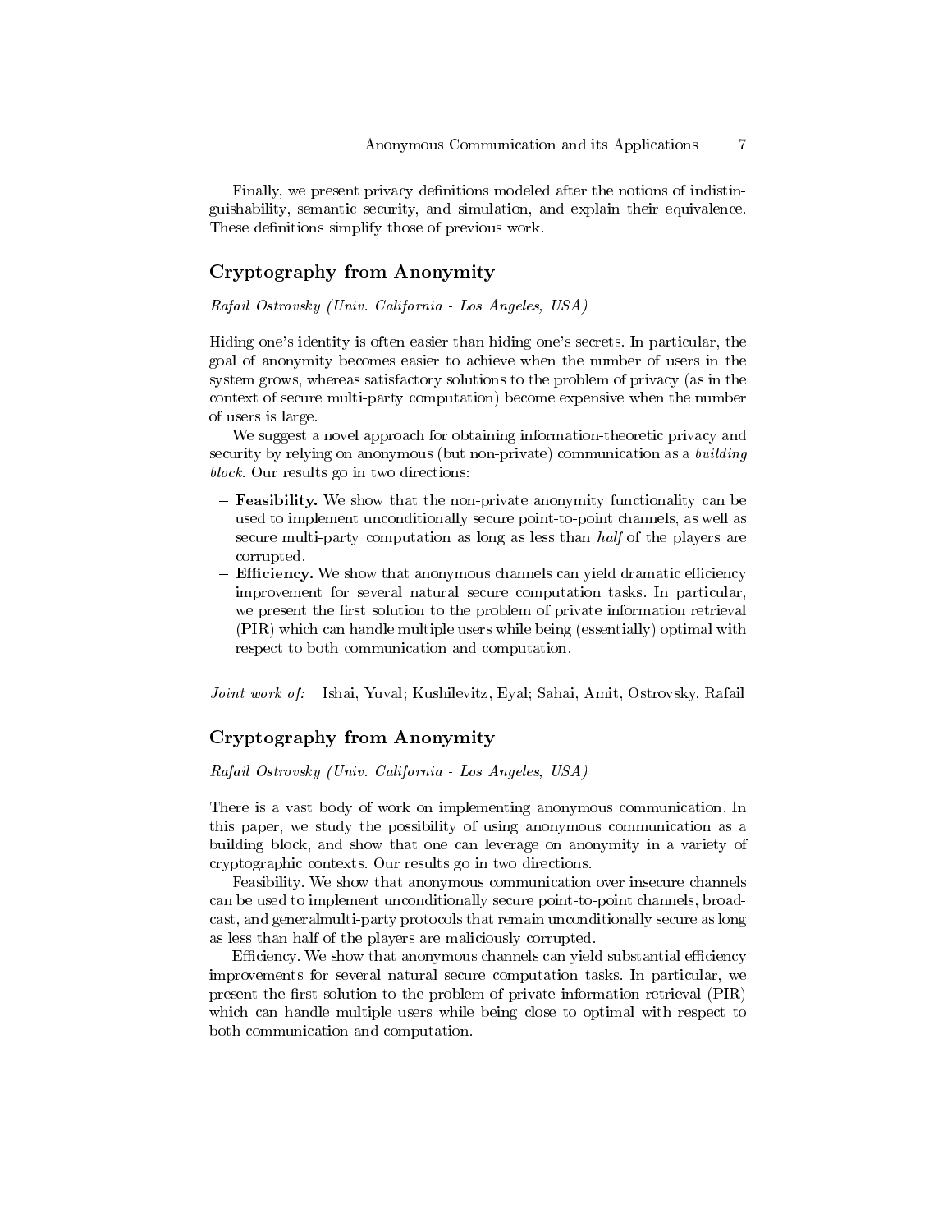Finally, we present privacy definitions modeled after the notions of indistinguishability, semantic security, and simulation, and explain their equivalence. These definitions simplify those of previous work.

## Cryptography from Anonymity

*Rafail Ostrovsky (Univ. California - Los Angeles, USA)*

Hiding one's identity is often easier than hiding one's secrets. In particular, the goal of anonymity becomes easier to achieve when the number of users in the system grows, whereas satisfactory solutions to the problem of privacy (as in the context of secure multi-party computation) become expensive when the number of users is large.

We suggest a novel approach for obtaining information-theoretic privacy and security by relying on anonymous (but non-private) communication as a *building block*. Our results go in two directions:

- **Feasibility.** We show that the non-private anonymity functionality can be used to implement unconditionally secure point-to-point channels, as well as secure multi-party computation as long as less than *half* of the players are corrupted.
- **Efficiency.** We show that anonymous channels can yield dramatic efficiency improvement for several natural secure computation tasks. In particular, we present the first solution to the problem of private information retrieval (PIR) which can handle multiple users while being (essentially) optimal with respect to both communication and computation.

*Joint work of:* Ishai, Yuval; Kushilevitz, Eyal; Sahai, Amit, Ostrovsky, Rafail

## Cryptography from Anonymity

*Rafail Ostrovsky (Univ. California - Los Angeles, USA)*

There is a vast body of work on implementing anonymous communication. In this paper, we study the possibility of using anonymous communication as a building block, and show that one can leverage on anonymity in a variety of cryptographic contexts. Our results go in two directions.

Feasibility. We show that anonymous communication over insecure channels can be used to implement unconditionally secure point-to-point channels, broadcast, and generalmulti-party protocols that remain unconditionally secure as long as less than half of the players are maliciously corrupted.

Efficiency. We show that anonymous channels can yield substantial efficiency improvements for several natural secure computation tasks. In particular, we present the first solution to the problem of private information retrieval (PIR) which can handle multiple users while being close to optimal with respect to both communication and computation.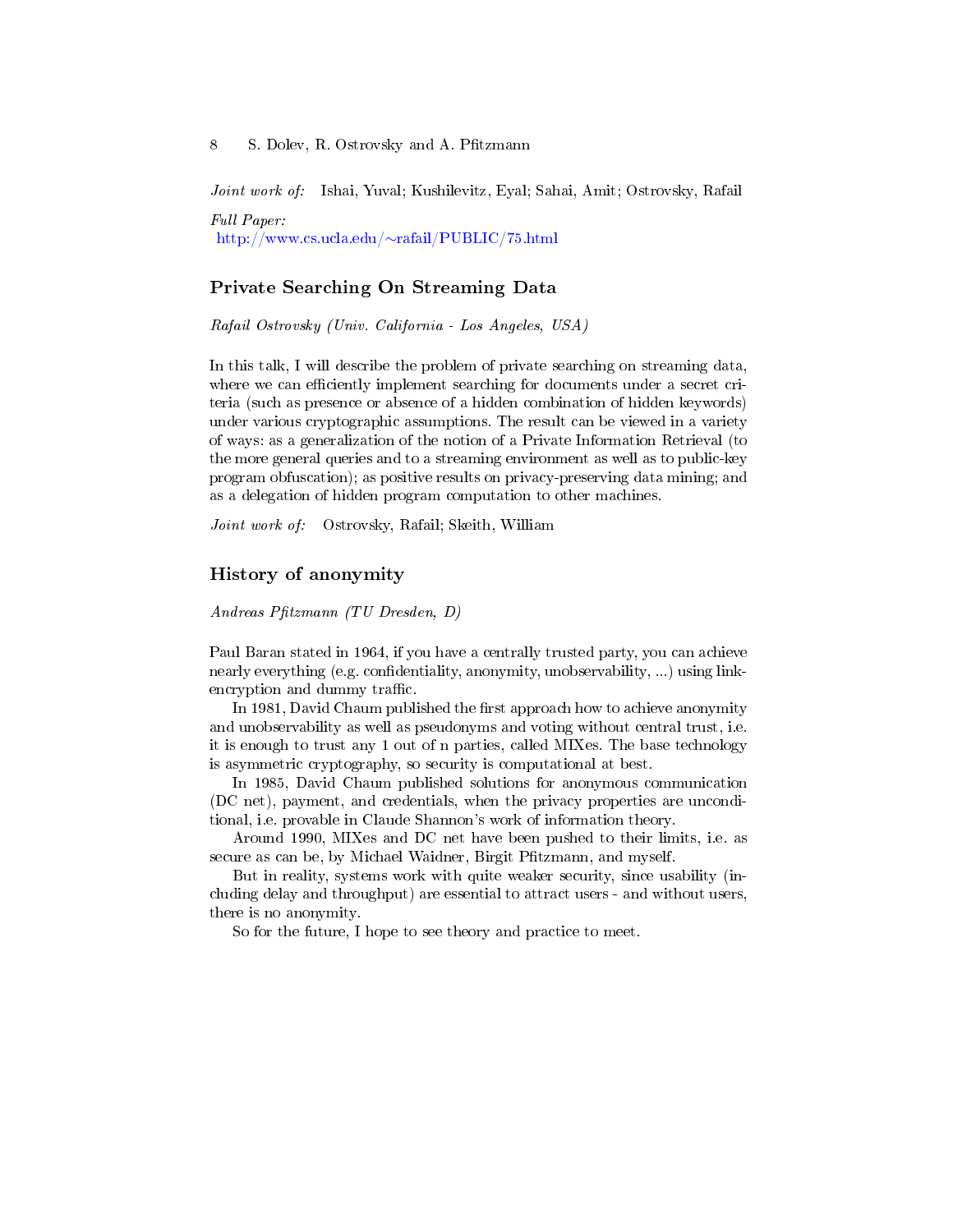*Joint work of:* Ishai, Yuval; Kushilevitz, Eyal; Sahai, Amit; Ostrovsky, Rafail

*Full Paper:*
http://www.cs.ucla.edu/~rafail/PUBLIC/75.html

## Private Searching On Streaming Data

*Rafail Ostrovsky (Univ. California - Los Angeles, USA)*

In this talk, I will describe the problem of private searching on streaming data, where we can efficiently implement searching for documents under a secret criteria (such as presence or absence of a hidden combination of hidden keywords) under various cryptographic assumptions. The result can be viewed in a variety of ways: as a generalization of the notion of a Private Information Retrieval (to the more general queries and to a streaming environment as well as to public-key program obfuscation); as positive results on privacy-preserving data mining; and as a delegation of hidden program computation to other machines.

*Joint work of:* Ostrovsky, Rafail; Skeith, William

## History of anonymity

*Andreas Pfitzmann (TU Dresden, D)*

Paul Baran stated in 1964, if you have a centrally trusted party, you can achieve nearly everything (e.g. confidentiality, anonymity, unobservability, ...) using link-encryption and dummy traffic.

In 1981, David Chaum published the first approach how to achieve anonymity and unobservability as well as pseudonyms and voting without central trust, i.e. it is enough to trust any 1 out of n parties, called MIXes. The base technology is asymmetric cryptography, so security is computational at best.

In 1985, David Chaum published solutions for anonymous communication (DC net), payment, and credentials, when the privacy properties are unconditional, i.e. provable in Claude Shannon's work of information theory.

Around 1990, MIXes and DC net have been pushed to their limits, i.e. as secure as can be, by Michael Waidner, Birgit Pfitzmann, and myself.

But in reality, systems work with quite weaker security, since usability (including delay and throughput) are essential to attract users - and without users, there is no anonymity.

So for the future, I hope to see theory and practice to meet.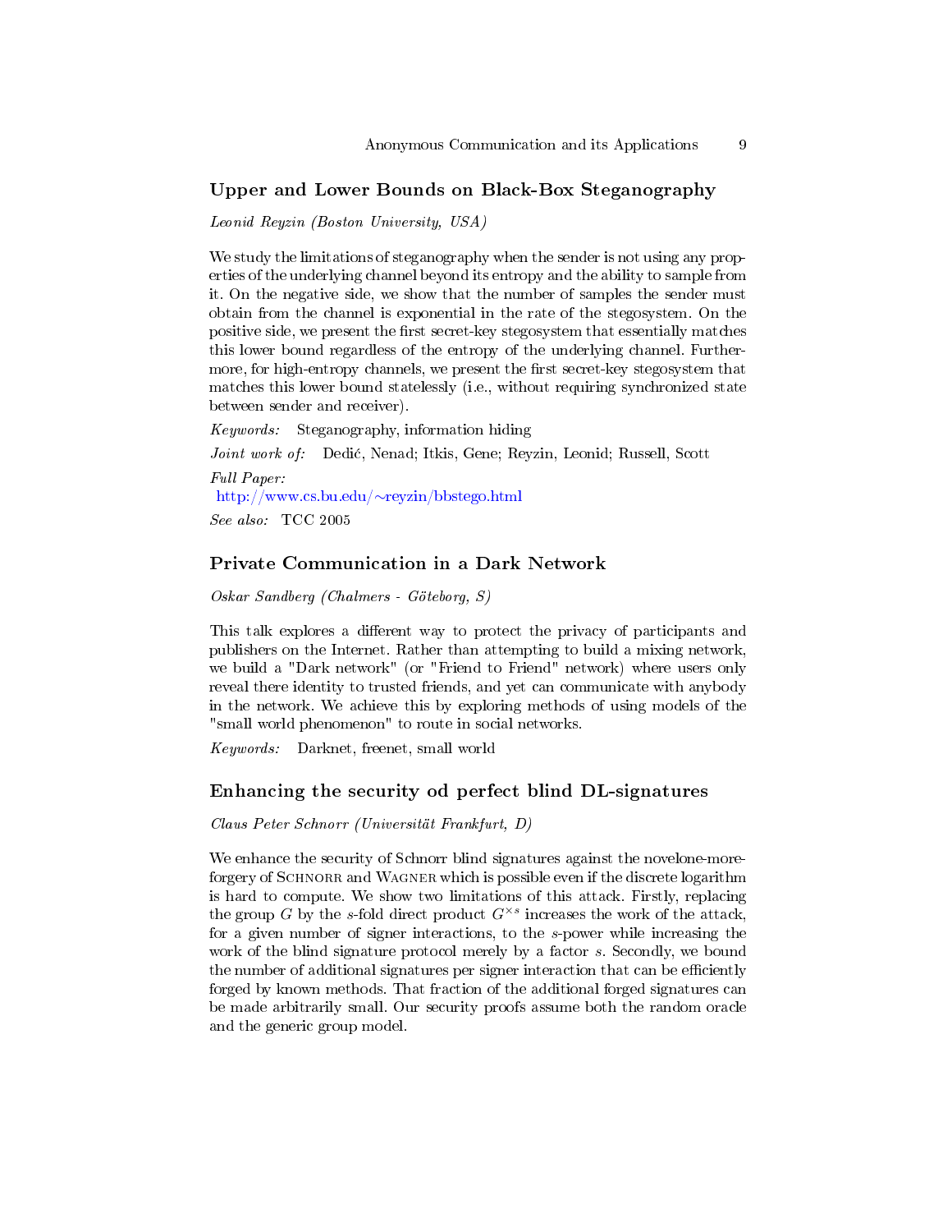## Upper and Lower Bounds on Black-Box Steganography

*Leonid Reyzin (Boston University, USA)*

We study the limitations of steganography when the sender is not using any properties of the underlying channel beyond its entropy and the ability to sample from it. On the negative side, we show that the number of samples the sender must obtain from the channel is exponential in the rate of the stegosystem. On the positive side, we present the first secret-key stegosystem that essentially matches this lower bound regardless of the entropy of the underlying channel. Furthermore, for high-entropy channels, we present the first secret-key stegosystem that matches this lower bound statelessly (i.e., without requiring synchronized state between sender and receiver).

*Keywords:* Steganography, information hiding

*Joint work of:* Dedić, Nenad; Itkis, Gene; Reyzin, Leonid; Russell, Scott

*Full Paper:*
http://www.cs.bu.edu/~reyzin/bbstego.html

*See also:* TCC 2005

## Private Communication in a Dark Network

*Oskar Sandberg (Chalmers - Göteborg, S)*

This talk explores a different way to protect the privacy of participants and publishers on the Internet. Rather than attempting to build a mixing network, we build a "Dark network" (or "Friend to Friend" network) where users only reveal there identity to trusted friends, and yet can communicate with anybody in the network. We achieve this by exploring methods of using models of the "small world phenomenon" to route in social networks.

*Keywords:* Darknet, freenet, small world

## Enhancing the security od perfect blind DL-signatures

*Claus Peter Schnorr (Universität Frankfurt, D)*

We enhance the security of Schnorr blind signatures against the novelone-more-forgery of Schnorr and Wagner which is possible even if the discrete logarithm is hard to compute. We show two limitations of this attack. Firstly, replacing the group $G$ by the $s$-fold direct product $G^{\times s}$ increases the work of the attack, for a given number of signer interactions, to the $s$-power while increasing the work of the blind signature protocol merely by a factor $s$. Secondly, we bound the number of additional signatures per signer interaction that can be efficiently forged by known methods. That fraction of the additional forged signatures can be made arbitrarily small. Our security proofs assume both the random oracle and the generic group model.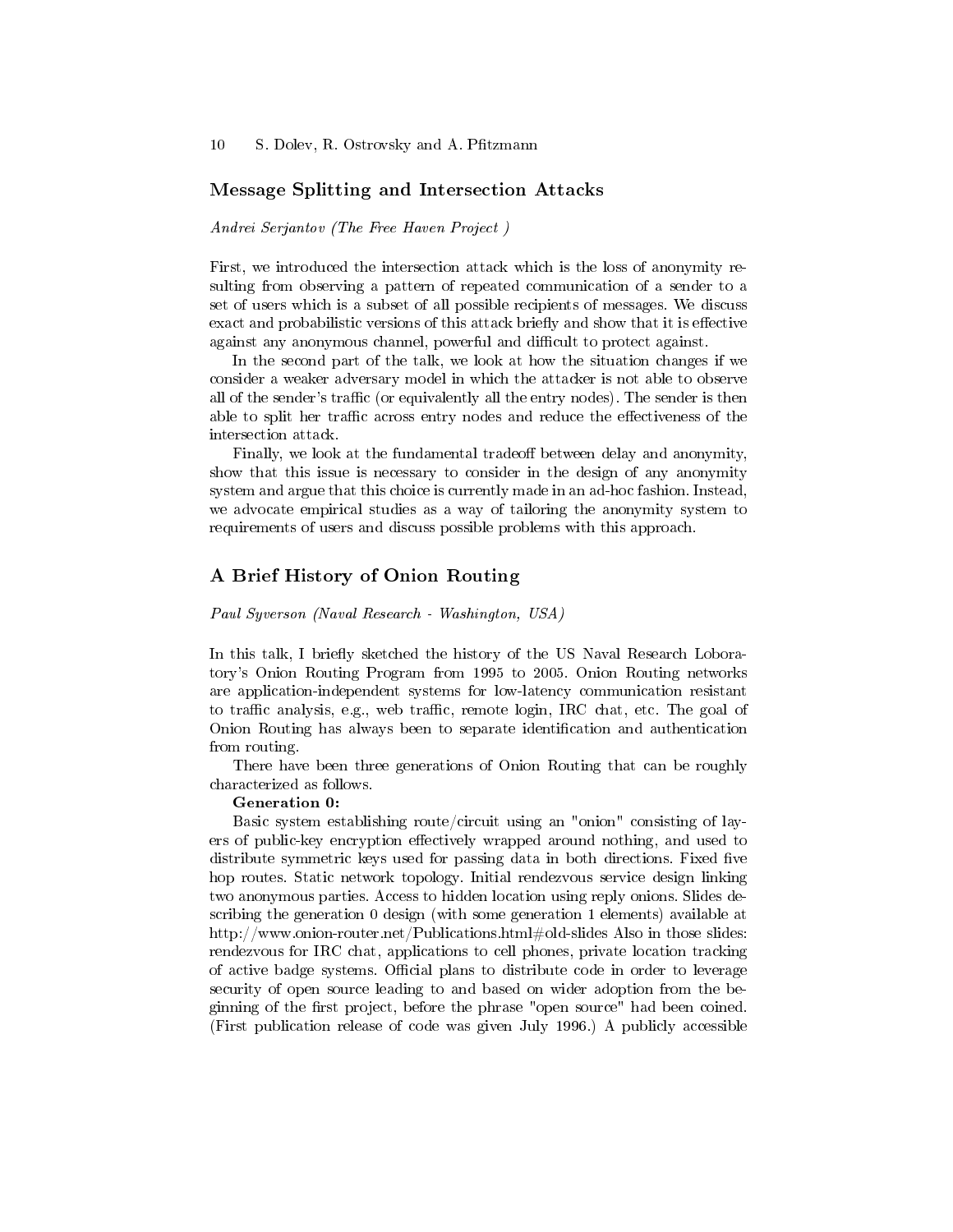## Message Splitting and Intersection Attacks

*Andrei Serjantov (The Free Haven Project )*

First, we introduced the intersection attack which is the loss of anonymity resulting from observing a pattern of repeated communication of a sender to a set of users which is a subset of all possible recipients of messages. We discuss exact and probabilistic versions of this attack briefly and show that it is effective against any anonymous channel, powerful and difficult to protect against.

In the second part of the talk, we look at how the situation changes if we consider a weaker adversary model in which the attacker is not able to observe all of the sender's traffic (or equivalently all the entry nodes). The sender is then able to split her traffic across entry nodes and reduce the effectiveness of the intersection attack.

Finally, we look at the fundamental tradeoff between delay and anonymity, show that this issue is necessary to consider in the design of any anonymity system and argue that this choice is currently made in an ad-hoc fashion. Instead, we advocate empirical studies as a way of tailoring the anonymity system to requirements of users and discuss possible problems with this approach.

## A Brief History of Onion Routing

*Paul Syverson (Naval Research - Washington, USA)*

In this talk, I briefly sketched the history of the US Naval Research Loboratory's Onion Routing Program from 1995 to 2005. Onion Routing networks are application-independent systems for low-latency communication resistant to traffic analysis, e.g., web traffic, remote login, IRC chat, etc. The goal of Onion Routing has always been to separate identification and authentication from routing.

There have been three generations of Onion Routing that can be roughly characterized as follows.

**Generation 0:**

Basic system establishing route/circuit using an "onion" consisting of layers of public-key encryption effectively wrapped around nothing, and used to distribute symmetric keys used for passing data in both directions. Fixed five hop routes. Static network topology. Initial rendezvous service design linking two anonymous parties. Access to hidden location using reply onions. Slides describing the generation 0 design (with some generation 1 elements) available at http://www.onion-router.net/Publications.html#old-slides Also in those slides: rendezvous for IRC chat, applications to cell phones, private location tracking of active badge systems. Official plans to distribute code in order to leverage security of open source leading to and based on wider adoption from the beginning of the first project, before the phrase "open source" had been coined. (First publication release of code was given July 1996.) A publicly accessible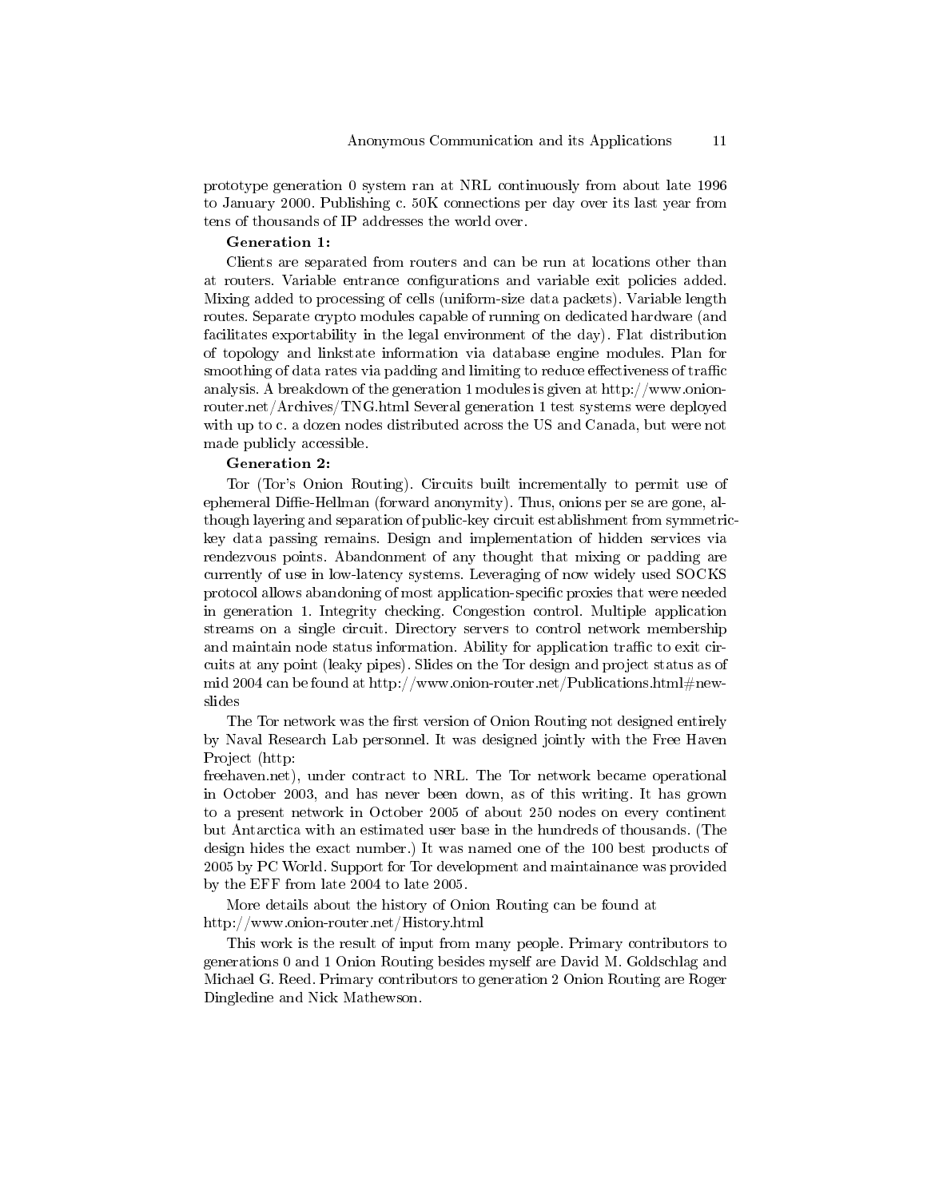prototype generation 0 system ran at NRL continuously from about late 1996 to January 2000. Publishing c. 50K connections per day over its last year from tens of thousands of IP addresses the world over.

**Generation 1:**

Clients are separated from routers and can be run at locations other than at routers. Variable entrance configurations and variable exit policies added. Mixing added to processing of cells (uniform-size data packets). Variable length routes. Separate crypto modules capable of running on dedicated hardware (and facilitates exportability in the legal environment of the day). Flat distribution of topology and linkstate information via database engine modules. Plan for smoothing of data rates via padding and limiting to reduce effectiveness of traffic analysis. A breakdown of the generation 1 modules is given at http://www.onion-router.net/Archives/TNG.html Several generation 1 test systems were deployed with up to c. a dozen nodes distributed across the US and Canada, but were not made publicly accessible.

**Generation 2:**

Tor (Tor's Onion Routing). Circuits built incrementally to permit use of ephemeral Diffie-Hellman (forward anonymity). Thus, onions per se are gone, although layering and separation of public-key circuit establishment from symmetric-key data passing remains. Design and implementation of hidden services via rendezvous points. Abandonment of any thought that mixing or padding are currently of use in low-latency systems. Leveraging of now widely used SOCKS protocol allows abandoning of most application-specific proxies that were needed in generation 1. Integrity checking. Congestion control. Multiple application streams on a single circuit. Directory servers to control network membership and maintain node status information. Ability for application traffic to exit circuits at any point (leaky pipes). Slides on the Tor design and project status as of mid 2004 can be found at http://www.onion-router.net/Publications.html#new-slides

The Tor network was the first version of Onion Routing not designed entirely by Naval Research Lab personnel. It was designed jointly with the Free Haven Project (http:
freehaven.net), under contract to NRL. The Tor network became operational in October 2003, and has never been down, as of this writing. It has grown to a present network in October 2005 of about 250 nodes on every continent but Antarctica with an estimated user base in the hundreds of thousands. (The design hides the exact number.) It was named one of the 100 best products of 2005 by PC World. Support for Tor development and maintainance was provided by the EFF from late 2004 to late 2005.

More details about the history of Onion Routing can be found at http://www.onion-router.net/History.html

This work is the result of input from many people. Primary contributors to generations 0 and 1 Onion Routing besides myself are David M. Goldschlag and Michael G. Reed. Primary contributors to generation 2 Onion Routing are Roger Dingledine and Nick Mathewson.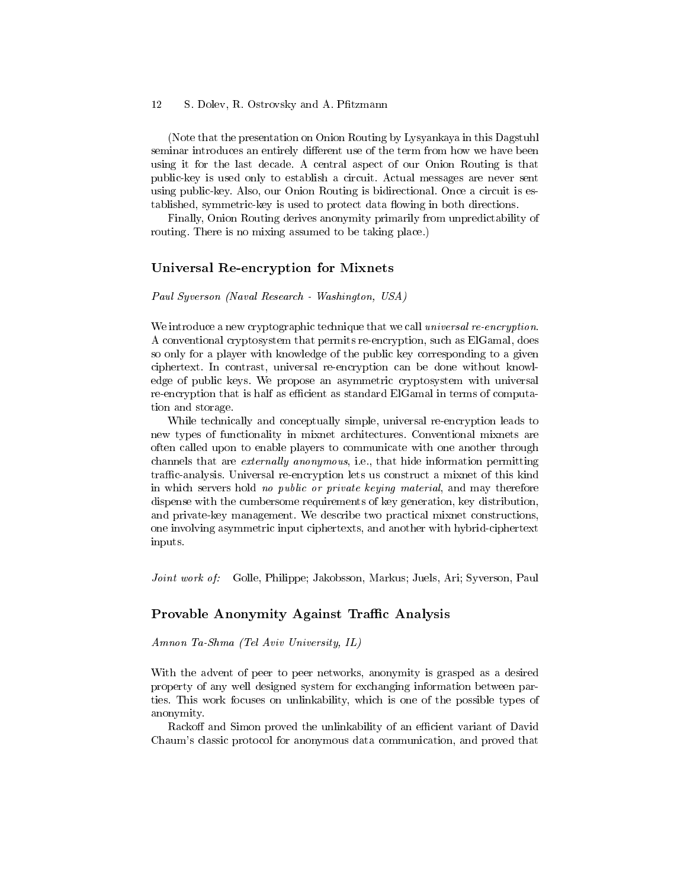(Note that the presentation on Onion Routing by Lysyankaya in this Dagstuhl seminar introduces an entirely different use of the term from how we have been using it for the last decade. A central aspect of our Onion Routing is that public-key is used only to establish a circuit. Actual messages are never sent using public-key. Also, our Onion Routing is bidirectional. Once a circuit is established, symmetric-key is used to protect data flowing in both directions.

Finally, Onion Routing derives anonymity primarily from unpredictability of routing. There is no mixing assumed to be taking place.)

### Universal Re-encryption for Mixnets

*Paul Syverson (Naval Research - Washington, USA)*

We introduce a new cryptographic technique that we call *universal re-encryption*. A conventional cryptosystem that permits re-encryption, such as ElGamal, does so only for a player with knowledge of the public key corresponding to a given ciphertext. In contrast, universal re-encryption can be done without knowledge of public keys. We propose an asymmetric cryptosystem with universal re-encryption that is half as efficient as standard ElGamal in terms of computation and storage.

While technically and conceptually simple, universal re-encryption leads to new types of functionality in mixnet architectures. Conventional mixnets are often called upon to enable players to communicate with one another through channels that are *externally anonymous*, i.e., that hide information permitting traffic-analysis. Universal re-encryption lets us construct a mixnet of this kind in which servers hold *no public or private keying material*, and may therefore dispense with the cumbersome requirements of key generation, key distribution, and private-key management. We describe two practical mixnet constructions, one involving asymmetric input ciphertexts, and another with hybrid-ciphertext inputs.

*Joint work of:* Golle, Philippe; Jakobsson, Markus; Juels, Ari; Syverson, Paul

### Provable Anonymity Against Traffic Analysis

*Amnon Ta-Shma (Tel Aviv University, IL)*

With the advent of peer to peer networks, anonymity is grasped as a desired property of any well designed system for exchanging information between parties. This work focuses on unlinkability, which is one of the possible types of anonymity.

Rackoff and Simon proved the unlinkability of an efficient variant of David Chaum's classic protocol for anonymous data communication, and proved that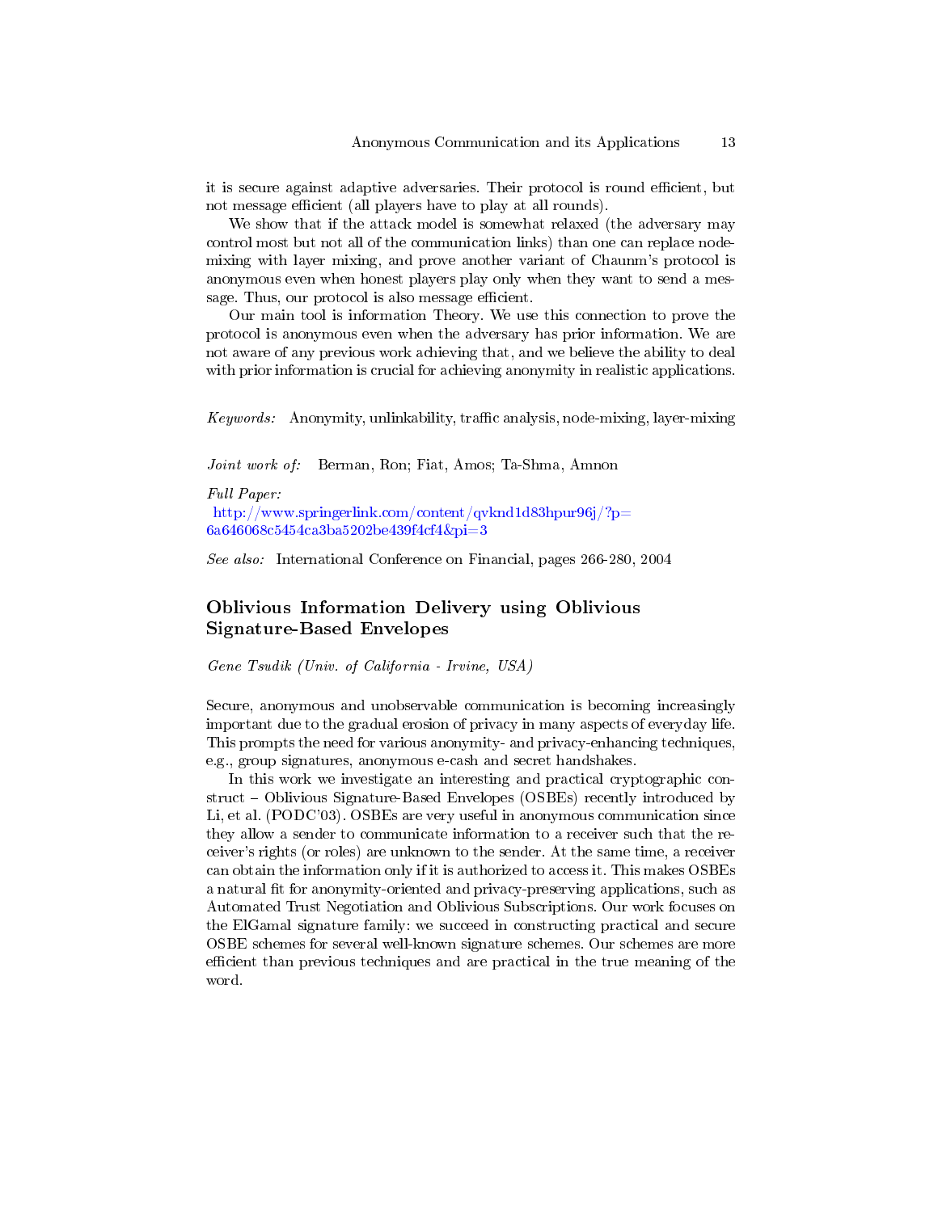it is secure against adaptive adversaries. Their protocol is round efficient, but not message efficient (all players have to play at all rounds).

We show that if the attack model is somewhat relaxed (the adversary may control most but not all of the communication links) than one can replace node-mixing with layer mixing, and prove another variant of Chaunm's protocol is anonymous even when honest players play only when they want to send a message. Thus, our protocol is also message efficient.

Our main tool is information Theory. We use this connection to prove the protocol is anonymous even when the adversary has prior information. We are not aware of any previous work achieving that, and we believe the ability to deal with prior information is crucial for achieving anonymity in realistic applications.

*Keywords:* Anonymity, unlinkability, traffic analysis, node-mixing, layer-mixing

*Joint work of:* Berman, Ron; Fiat, Amos; Ta-Shma, Amnon

*Full Paper:*
http://www.springerlink.com/content/qvknd1d83hpur96j/?p=6a646068c5454ca3ba5202be439f4cf4&pi=3

*See also:* International Conference on Financial, pages 266-280, 2004

## Oblivious Information Delivery using Oblivious Signature-Based Envelopes

*Gene Tsudik (Univ. of California - Irvine, USA)*

Secure, anonymous and unobservable communication is becoming increasingly important due to the gradual erosion of privacy in many aspects of everyday life. This prompts the need for various anonymity- and privacy-enhancing techniques, e.g., group signatures, anonymous e-cash and secret handshakes.

In this work we investigate an interesting and practical cryptographic construct – Oblivious Signature-Based Envelopes (OSBEs) recently introduced by Li, et al. (PODC'03). OSBEs are very useful in anonymous communication since they allow a sender to communicate information to a receiver such that the receiver's rights (or roles) are unknown to the sender. At the same time, a receiver can obtain the information only if it is authorized to access it. This makes OSBEs a natural fit for anonymity-oriented and privacy-preserving applications, such as Automated Trust Negotiation and Oblivious Subscriptions. Our work focuses on the ElGamal signature family: we succeed in constructing practical and secure OSBE schemes for several well-known signature schemes. Our schemes are more efficient than previous techniques and are practical in the true meaning of the word.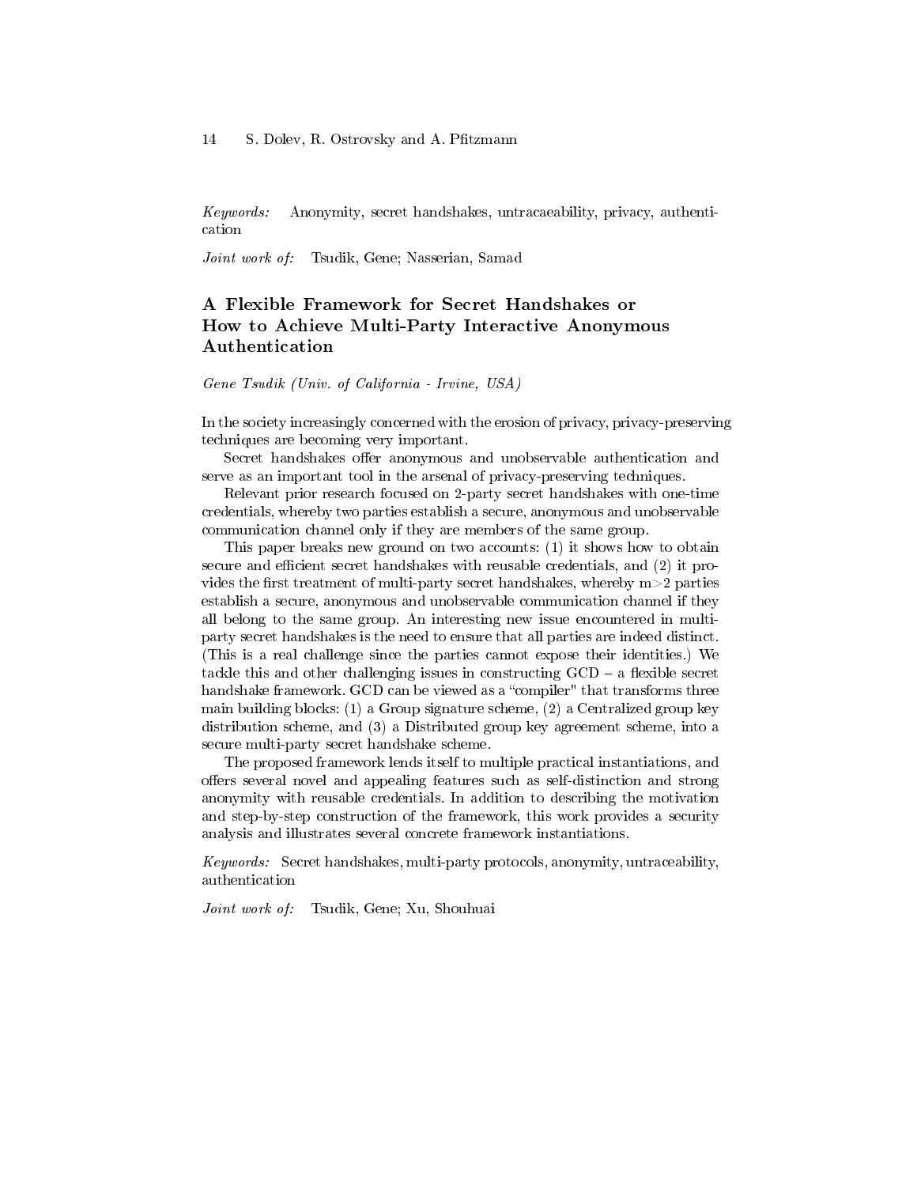*Keywords:* Anonymity, secret handshakes, untracaeability, privacy, authentication

*Joint work of:* Tsudik, Gene; Nasserian, Samad

## A Flexible Framework for Secret Handshakes or How to Achieve Multi-Party Interactive Anonymous Authentication

*Gene Tsudik (Univ. of California - Irvine, USA)*

In the society increasingly concerned with the erosion of privacy, privacy-preserving techniques are becoming very important.

Secret handshakes offer anonymous and unobservable authentication and serve as an important tool in the arsenal of privacy-preserving techniques.

Relevant prior research focused on 2-party secret handshakes with one-time credentials, whereby two parties establish a secure, anonymous and unobservable communication channel only if they are members of the same group.

This paper breaks new ground on two accounts: (1) it shows how to obtain secure and efficient secret handshakes with reusable credentials, and (2) it provides the first treatment of multi-party secret handshakes, whereby m>2 parties establish a secure, anonymous and unobservable communication channel if they all belong to the same group. An interesting new issue encountered in multi-party secret handshakes is the need to ensure that all parties are indeed distinct. (This is a real challenge since the parties cannot expose their identities.) We tackle this and other challenging issues in constructing GCD – a flexible secret handshake framework. GCD can be viewed as a "compiler" that transforms three main building blocks: (1) a Group signature scheme, (2) a Centralized group key distribution scheme, and (3) a Distributed group key agreement scheme, into a secure multi-party secret handshake scheme.

The proposed framework lends itself to multiple practical instantiations, and offers several novel and appealing features such as self-distinction and strong anonymity with reusable credentials. In addition to describing the motivation and step-by-step construction of the framework, this work provides a security analysis and illustrates several concrete framework instantiations.

*Keywords:* Secret handshakes, multi-party protocols, anonymity, untraceability, authentication

*Joint work of:* Tsudik, Gene; Xu, Shouhuai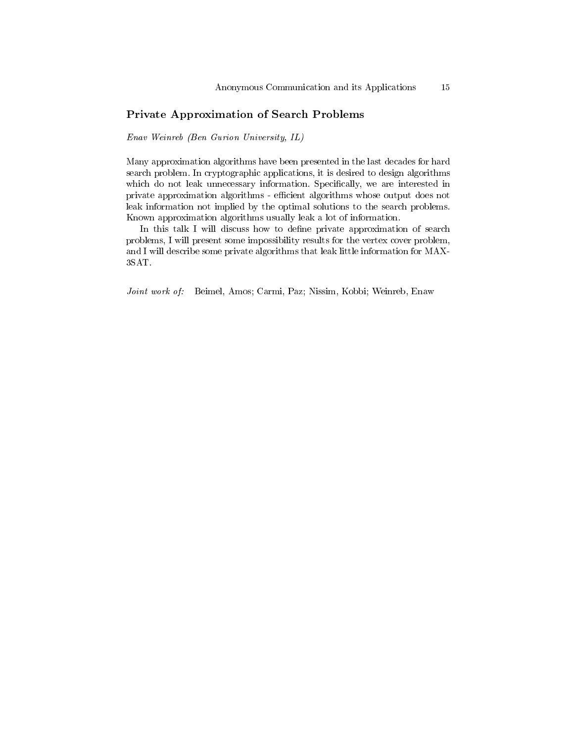## Private Approximation of Search Problems

*Enav Weinreb (Ben Gurion University, IL)*

Many approximation algorithms have been presented in the last decades for hard search problem. In cryptographic applications, it is desired to design algorithms which do not leak unnecessary information. Specifically, we are interested in private approximation algorithms - efficient algorithms whose output does not leak information not implied by the optimal solutions to the search problems. Known approximation algorithms usually leak a lot of information.

In this talk I will discuss how to define private approximation of search problems, I will present some impossibility results for the vertex cover problem, and I will describe some private algorithms that leak little information for MAX-3SAT.

*Joint work of:* Beimel, Amos; Carmi, Paz; Nissim, Kobbi; Weinreb, Enaw